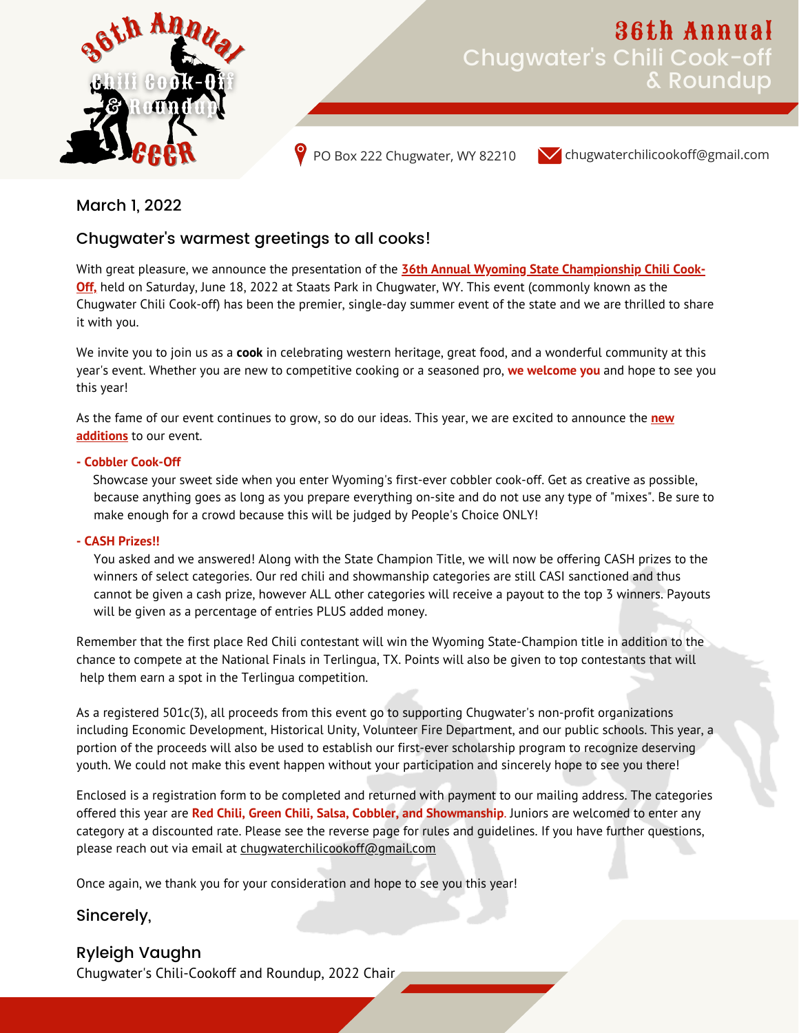# 36th Annual Chugwater's Chili Cook-off & Roundup

PO Box 222 Chugwater, WY 82210 chugwaterchilicookoff@gmail.com

March 1, 2022

## Chugwater's warmest greetings to all cooks!

With great pleasure, we announce the presentation of the **36th Annual Wyoming State Championship Chili Cook-Off,** held on Saturday, June 18, 2022 at Staats Park in Chugwater, WY. This event (commonly known as the Chugwater Chili Cook-off) has been the premier, single-day summer event of the state and we are thrilled to share it with you.

We invite you to join us as a **cook** in celebrating western heritage, great food, and a wonderful community at this year's event. Whether you are new to competitive cooking or a seasoned pro, **we welcome you** and hope to see you this year!

As the fame of our event continues to grow, so do our ideas. This year, we are excited to announce the **new additions** to our event.

**- Cobbler Cook-Off**

Showcase your sweet side when you enter Wyoming's first-ever cobbler cook-off. Get as creative as possible, because anything goes as long as you prepare everything on-site and do not use any type of "mixes". Be sure to make enough for a crowd because this will be judged by People's Choice ONLY!

**- CASH Prizes!!**

You asked and we answered! Along with the State Champion Title, we will now be offering CASH prizes to the winners of select categories. Our red chili and showmanship categories are still CASI sanctioned and thus cannot be given a cash prize, however ALL other categories will receive a payout to the top 3 winners. Payouts will be given as a percentage of entries PLUS added money.

Remember that the first place Red Chili contestant will win the Wyoming State-Champion title in addition to the chance to compete at the National Finals in Terlingua, TX. Points will also be given to top contestants that will help them earn a spot in the Terlingua competition.

As a registered 501c(3), all proceeds from this event go to supporting Chugwater's non-profit organizations including Economic Development, Historical Unity, Volunteer Fire Department, and our public schools. This year, a portion of the proceeds will also be used to establish our first-ever scholarship program to recognize deserving youth. We could not make this event happen without your participation and sincerely hope to see you there!

Enclosed is a registration form to be completed and returned with payment to our mailing address. The categories offered this year are **Red Chili, Green Chili, Salsa, Cobbler, and Showmanship**. Juniors are welcomed to enter any category at a discounted rate. Please see the reverse page for rules and guidelines. If you have further questions, please reach out via email at chugwaterchilicookoff@gmail.com

Once again, we thank you for your consideration and hope to see you this year!

Sincerely,

Ryleigh Vaughn
Chugwater's Chili-Cookoff and Roundup, 2022 Chair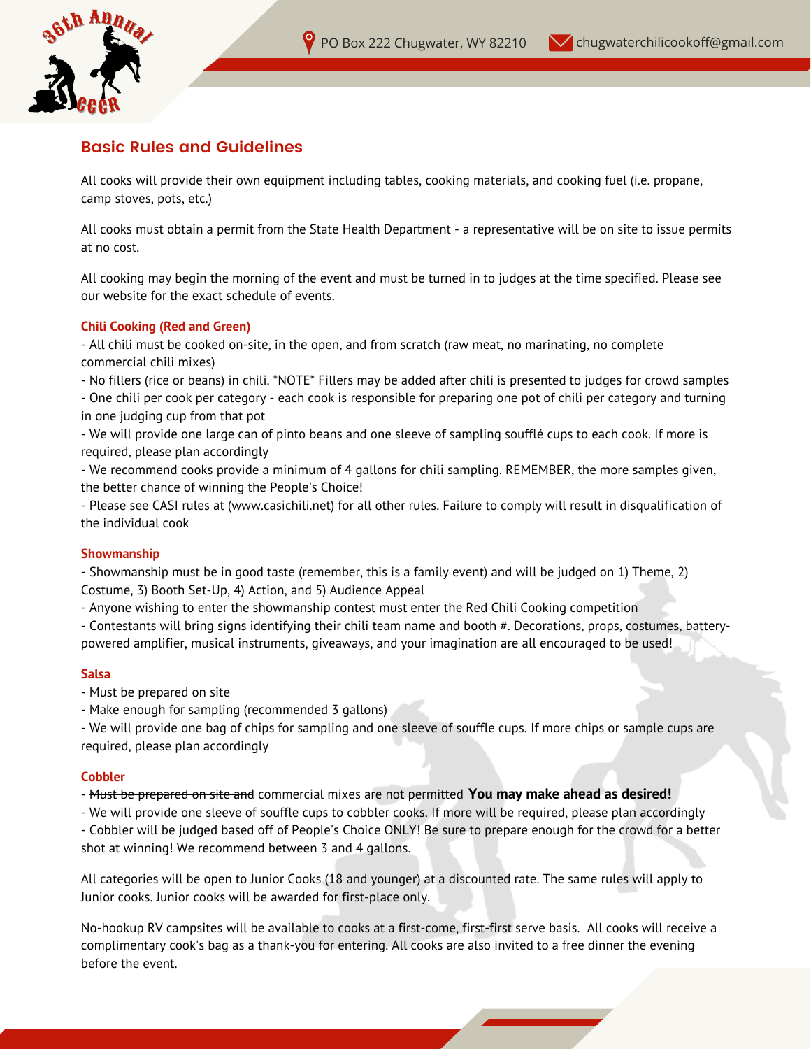## Basic Rules and Guidelines

All cooks will provide their own equipment including tables, cooking materials, and cooking fuel (i.e. propane, camp stoves, pots, etc.)

All cooks must obtain a permit from the State Health Department - a representative will be on site to issue permits at no cost.

All cooking may begin the morning of the event and must be turned in to judges at the time specified. Please see our website for the exact schedule of events.

### Chili Cooking (Red and Green)

- All chili must be cooked on-site, in the open, and from scratch (raw meat, no marinating, no complete commercial chili mixes)
- No fillers (rice or beans) in chili. *NOTE* Fillers may be added after chili is presented to judges for crowd samples
- One chili per cook per category - each cook is responsible for preparing one pot of chili per category and turning in one judging cup from that pot
- We will provide one large can of pinto beans and one sleeve of sampling soufflé cups to each cook. If more is required, please plan accordingly
- We recommend cooks provide a minimum of 4 gallons for chili sampling. REMEMBER, the more samples given, the better chance of winning the People's Choice!
- Please see CASI rules at (www.casichili.net) for all other rules. Failure to comply will result in disqualification of the individual cook

### Showmanship

- Showmanship must be in good taste (remember, this is a family event) and will be judged on 1) Theme, 2) Costume, 3) Booth Set-Up, 4) Action, and 5) Audience Appeal
- Anyone wishing to enter the showmanship contest must enter the Red Chili Cooking competition
- Contestants will bring signs identifying their chili team name and booth #. Decorations, props, costumes, battery-powered amplifier, musical instruments, giveaways, and your imagination are all encouraged to be used!

### Salsa

- Must be prepared on site
- Make enough for sampling (recommended 3 gallons)
- We will provide one bag of chips for sampling and one sleeve of souffle cups. If more chips or sample cups are required, please plan accordingly

### Cobbler

- ~~Must be prepared on site and~~ commercial mixes are not permitted **You may make ahead as desired!**
- We will provide one sleeve of souffle cups to cobbler cooks. If more will be required, please plan accordingly
- Cobbler will be judged based off of People's Choice ONLY! Be sure to prepare enough for the crowd for a better shot at winning! We recommend between 3 and 4 gallons.

All categories will be open to Junior Cooks (18 and younger) at a discounted rate. The same rules will apply to Junior cooks. Junior cooks will be awarded for first-place only.

No-hookup RV campsites will be available to cooks at a first-come, first-first serve basis. All cooks will receive a complimentary cook's bag as a thank-you for entering. All cooks are also invited to a free dinner the evening before the event.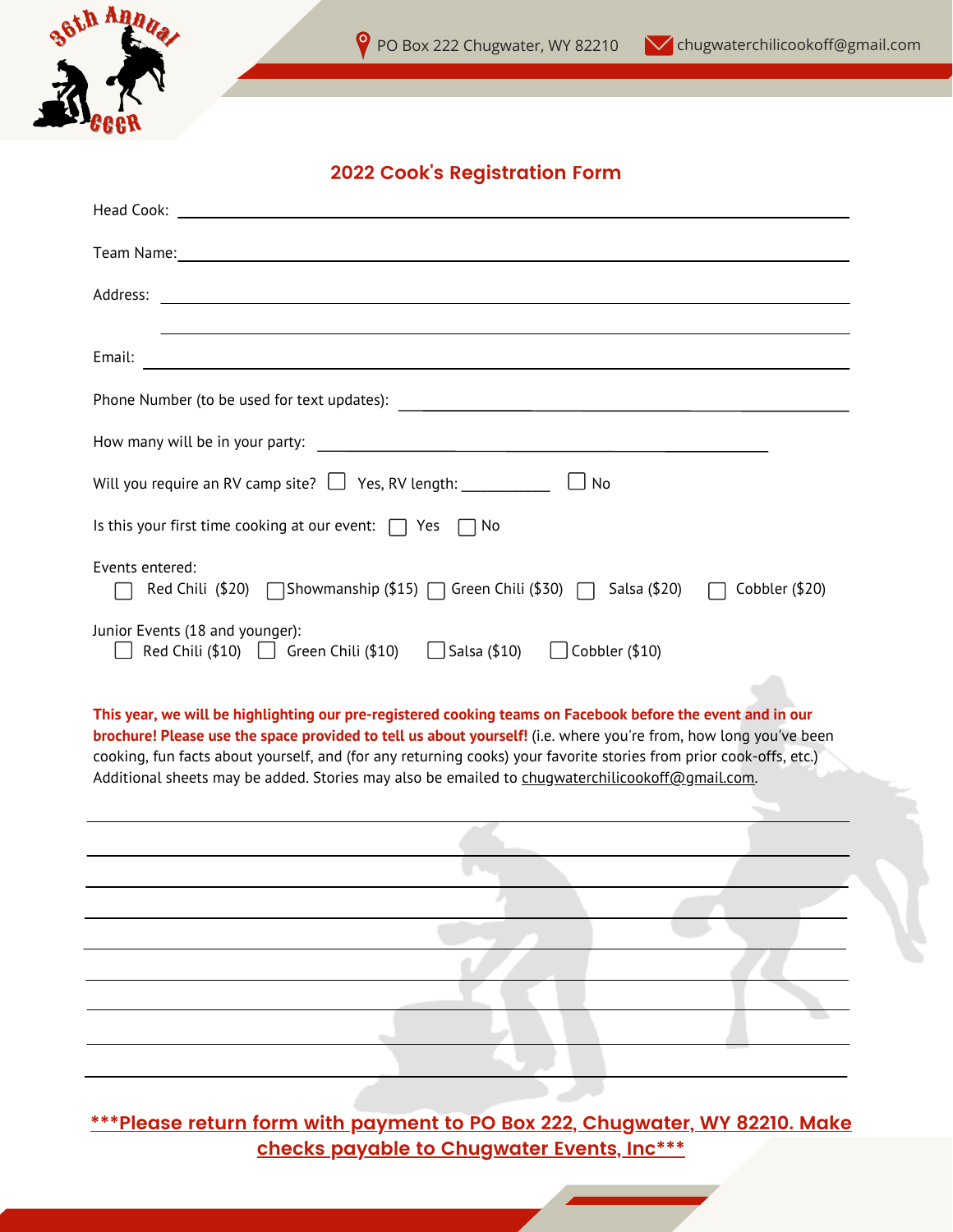PO Box 222 Chugwater, WY 82210 chugwaterchilicookoff@gmail.com

## 2022 Cook's Registration Form

Head Cook: ______________________________

Team Name: ______________________________

Address: ______________________________

______________________________

Email: ______________________________

Phone Number (to be used for text updates): ______________________________

How many will be in your party: ______________________________

Will you require an RV camp site? ☐ Yes, RV length: ___________ ☐ No

Is this your first time cooking at our event: ☐ Yes ☐ No

Events entered:

☐ Red Chili ($20) ☐ Showmanship ($15) ☐ Green Chili ($30) ☐ Salsa ($20) ☐ Cobbler ($20)

Junior Events (18 and younger):

☐ Red Chili ($10) ☐ Green Chili ($10) ☐ Salsa ($10) ☐ Cobbler ($10)

**This year, we will be highlighting our pre-registered cooking teams on Facebook before the event and in our brochure! Please use the space provided to tell us about yourself!** (i.e. where you're from, how long you've been cooking, fun facts about yourself, and (for any returning cooks) your favorite stories from prior cook-offs, etc.) Additional sheets may be added. Stories may also be emailed to chugwaterchilicookoff@gmail.com.

______________________________

______________________________

______________________________

______________________________

______________________________

______________________________

______________________________

______________________________

______________________________

**\*\*\*Please return form with payment to PO Box 222, Chugwater, WY 82210. Make checks payable to Chugwater Events, Inc\*\*\***